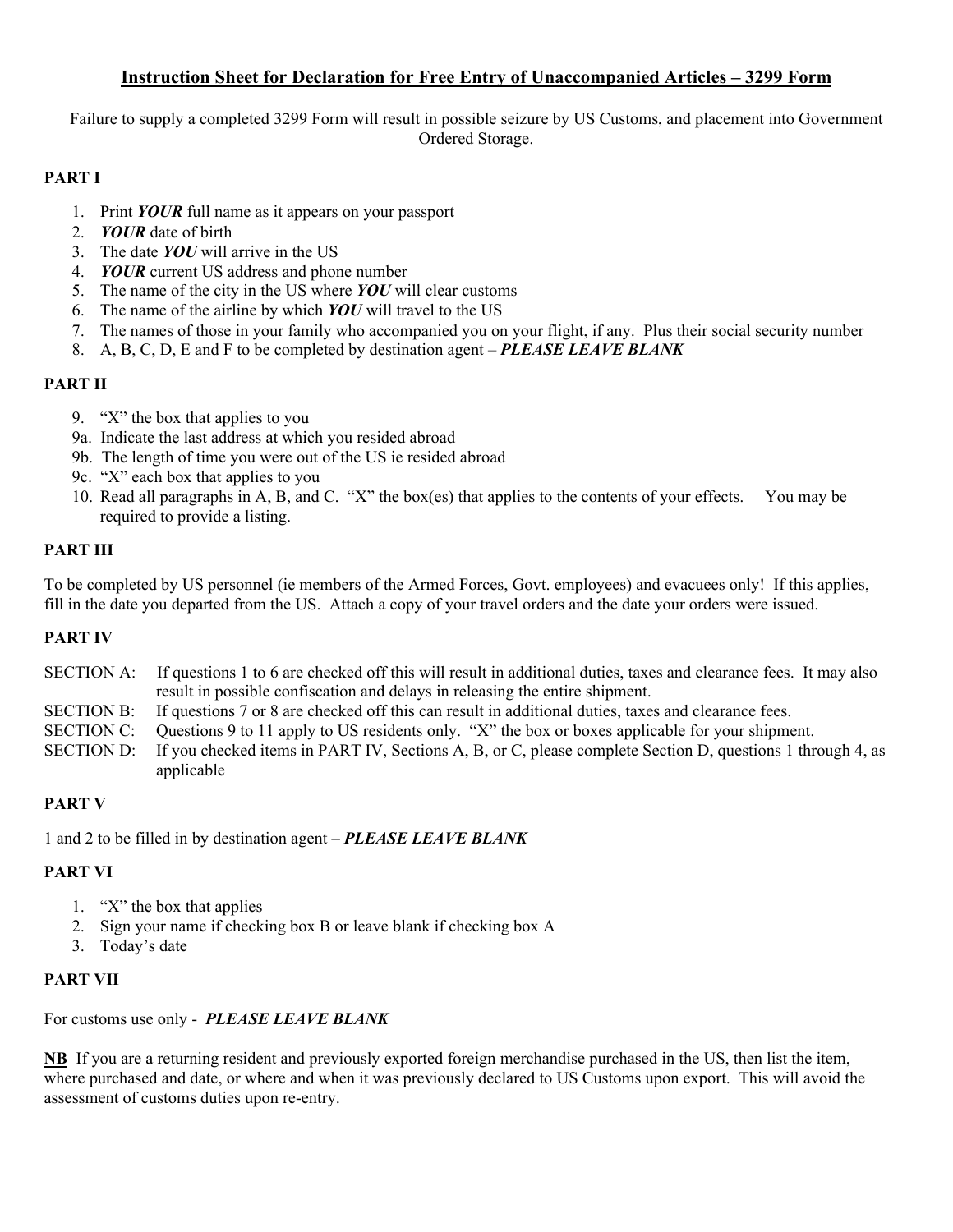# Instruction Sheet for Declaration for Free Entry of Unaccompanied Articles – 3299 Form

Failure to supply a completed 3299 Form will result in possible seizure by US Customs, and placement into Government Ordered Storage.

## PART I

1. Print ***YOUR*** full name as it appears on your passport
2. ***YOUR*** date of birth
3. The date ***YOU*** will arrive in the US
4. ***YOUR*** current US address and phone number
5. The name of the city in the US where ***YOU*** will clear customs
6. The name of the airline by which ***YOU*** will travel to the US
7. The names of those in your family who accompanied you on your flight, if any. Plus their social security number
8. A, B, C, D, E and F to be completed by destination agent – ***PLEASE LEAVE BLANK***

## PART II

9. "X" the box that applies to you

9a. Indicate the last address at which you resided abroad

9b. The length of time you were out of the US ie resided abroad

9c. "X" each box that applies to you

10. Read all paragraphs in A, B, and C. "X" the box(es) that applies to the contents of your effects. You may be required to provide a listing.

## PART III

To be completed by US personnel (ie members of the Armed Forces, Govt. employees) and evacuees only! If this applies, fill in the date you departed from the US. Attach a copy of your travel orders and the date your orders were issued.

## PART IV

SECTION A: If questions 1 to 6 are checked off this will result in additional duties, taxes and clearance fees. It may also result in possible confiscation and delays in releasing the entire shipment.

SECTION B: If questions 7 or 8 are checked off this can result in additional duties, taxes and clearance fees.

SECTION C: Questions 9 to 11 apply to US residents only. "X" the box or boxes applicable for your shipment.

SECTION D: If you checked items in PART IV, Sections A, B, or C, please complete Section D, questions 1 through 4, as applicable

## PART V

1 and 2 to be filled in by destination agent – ***PLEASE LEAVE BLANK***

## PART VI

1. "X" the box that applies
2. Sign your name if checking box B or leave blank if checking box A
3. Today's date

## PART VII

For customs use only - ***PLEASE LEAVE BLANK***

**NB** If you are a returning resident and previously exported foreign merchandise purchased in the US, then list the item, where purchased and date, or where and when it was previously declared to US Customs upon export. This will avoid the assessment of customs duties upon re-entry.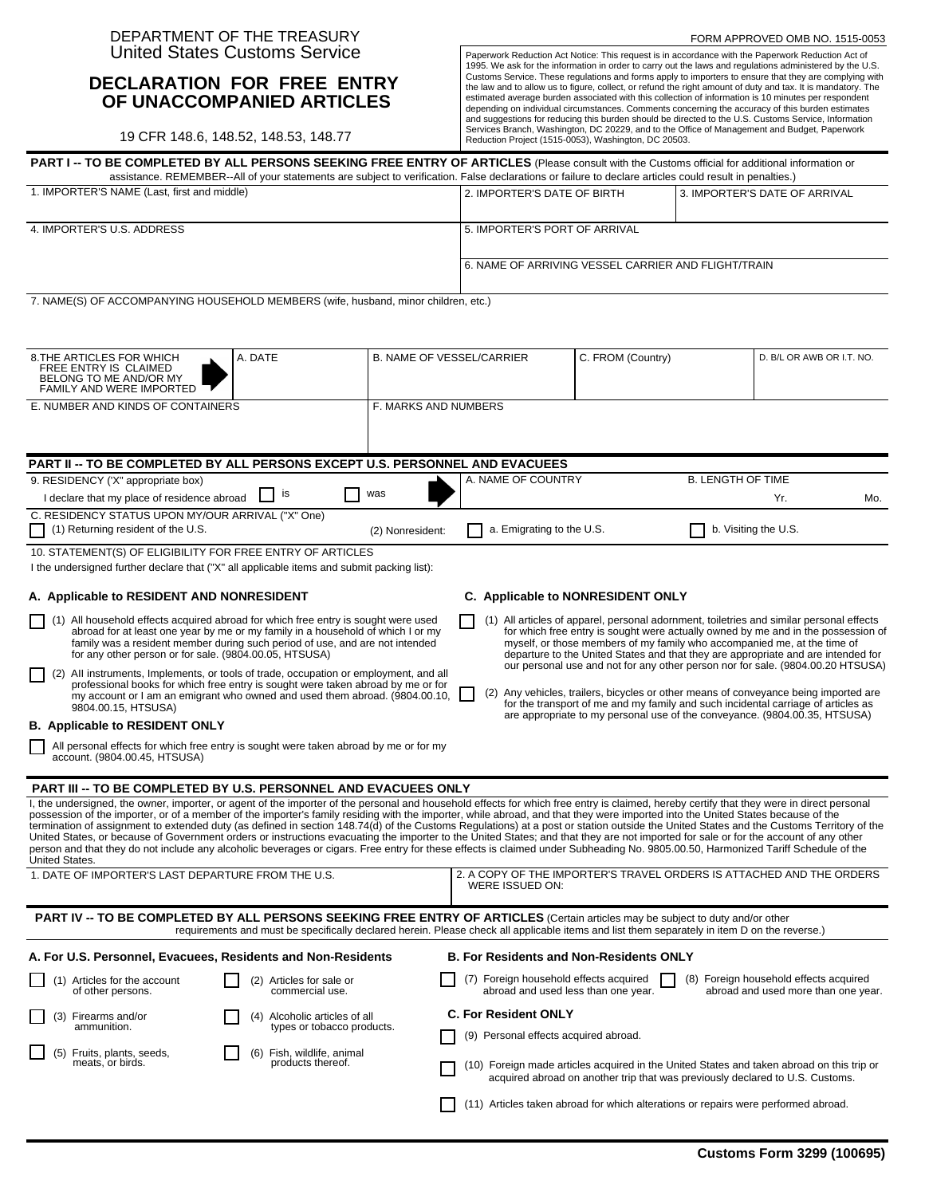DEPARTMENT OF THE TREASURY
United States Customs Service

# DECLARATION FOR FREE ENTRY OF UNACCOMPANIED ARTICLES

19 CFR 148.6, 148.52, 148.53, 148.77

FORM APPROVED OMB NO. 1515-0053

Paperwork Reduction Act Notice: This request is in accordance with the Paperwork Reduction Act of 1995. We ask for the information in order to carry out the laws and regulations administered by the U.S. Customs Service. These regulations and forms apply to importers to ensure that they are complying with the law and to allow us to figure, collect, or refund the right amount of duty and tax. It is mandatory. The estimated average burden associated with this collection of information is 10 minutes per respondent depending on individual circumstances. Comments concerning the accuracy of this burden estimates and suggestions for reducing this burden should be directed to the U.S. Customs Service, Information Services Branch, Washington, DC 20229, and to the Office of Management and Budget, Paperwork Reduction Project (1515-0053), Washington, DC 20503.

## PART I -- TO BE COMPLETED BY ALL PERSONS SEEKING FREE ENTRY OF ARTICLES

(Please consult with the Customs official for additional information or assistance. REMEMBER--All of your statements are subject to verification. False declarations or failure to declare articles could result in penalties.)

| 1. IMPORTER'S NAME (Last, first and middle) | 2. IMPORTER'S DATE OF BIRTH | 3. IMPORTER'S DATE OF ARRIVAL |
|---|---|---|
| 4. IMPORTER'S U.S. ADDRESS | 5. IMPORTER'S PORT OF ARRIVAL | |
| | 6. NAME OF ARRIVING VESSEL CARRIER AND FLIGHT/TRAIN | |

7. NAME(S) OF ACCOMPANYING HOUSEHOLD MEMBERS (wife, husband, minor children, etc.)

| 8. THE ARTICLES FOR WHICH FREE ENTRY IS CLAIMED BELONG TO ME AND/OR MY FAMILY AND WERE IMPORTED | A. DATE | B. NAME OF VESSEL/CARRIER | C. FROM (Country) | D. B/L OR AWB OR I.T. NO. |
|---|---|---|---|---|
| E. NUMBER AND KINDS OF CONTAINERS | | F. MARKS AND NUMBERS | | |

## PART II -- TO BE COMPLETED BY ALL PERSONS EXCEPT U.S. PERSONNEL AND EVACUEES

9. RESIDENCY ('X" appropriate box)

I declare that my place of residence abroad ☐ is ☐ was

A. NAME OF COUNTRY

B. LENGTH OF TIME Yr. Mo.

C. RESIDENCY STATUS UPON MY/OUR ARRIVAL ("X" One)

☐ (1) Returning resident of the U.S.

(2) Nonresident: ☐ a. Emigrating to the U.S. ☐ b. Visiting the U.S.

10. STATEMENT(S) OF ELIGIBILITY FOR FREE ENTRY OF ARTICLES

I the undersigned further declare that ("X" all applicable items and submit packing list):

### A. Applicable to RESIDENT AND NONRESIDENT

☐ (1) All household effects acquired abroad for which free entry is sought were used abroad for at least one year by me or my family in a household of which I or my family was a resident member during such period of use, and are not intended for any other person or for sale. (9804.00.05, HTSUSA)

☐ (2) All instruments, Implements, or tools of trade, occupation or employment, and all professional books for which free entry is sought were taken abroad by me or for my account or I am an emigrant who owned and used them abroad. (9804.00.10, 9804.00.15, HTSUSA)

### B. Applicable to RESIDENT ONLY

☐ All personal effects for which free entry is sought were taken abroad by me or for my account. (9804.00.45, HTSUSA)

### C. Applicable to NONRESIDENT ONLY

☐ (1) All articles of apparel, personal adornment, toiletries and similar personal effects for which free entry is sought were actually owned by me and in the possession of myself, or those members of my family who accompanied me, at the time of departure to the United States and that they are appropriate and are intended for our personal use and not for any other person nor for sale. (9804.00.20 HTSUSA)

☐ (2) Any vehicles, trailers, bicycles or other means of conveyance being imported are for the transport of me and my family and such incidental carriage of articles as are appropriate to my personal use of the conveyance. (9804.00.35, HTSUSA)

## PART III -- TO BE COMPLETED BY U.S. PERSONNEL AND EVACUEES ONLY

I, the undersigned, the owner, importer, or agent of the importer of the personal and household effects for which free entry is claimed, hereby certify that they were in direct personal possession of the importer, or of a member of the importer's family residing with the importer, while abroad, and that they were imported into the United States because of the termination of assignment to extended duty (as defined in section 148.74(d) of the Customs Regulations) at a post or station outside the United States and the Customs Territory of the United States, or because of Government orders or instructions evacuating the importer to the United States; and that they are not imported for sale or for the account of any other person and that they do not include any alcoholic beverages or cigars. Free entry for these effects is claimed under Subheading No. 9805.00.50, Harmonized Tariff Schedule of the United States.

| 1. DATE OF IMPORTER'S LAST DEPARTURE FROM THE U.S. | 2. A COPY OF THE IMPORTER'S TRAVEL ORDERS IS ATTACHED AND THE ORDERS WERE ISSUED ON: |
|---|---|

## PART IV -- TO BE COMPLETED BY ALL PERSONS SEEKING FREE ENTRY OF ARTICLES

(Certain articles may be subject to duty and/or other requirements and must be specifically declared herein. Please check all applicable items and list them separately in item D on the reverse.)

### A. For U.S. Personnel, Evacuees, Residents and Non-Residents

☐ (1) Articles for the account of other persons.

☐ (2) Articles for sale or commercial use.

☐ (3) Firearms and/or ammunition.

☐ (4) Alcoholic articles of all types or tobacco products.

☐ (5) Fruits, plants, seeds, meats, or birds.

☐ (6) Fish, wildlife, animal products thereof.

### B. For Residents and Non-Residents ONLY

☐ (7) Foreign household effects acquired abroad and used less than one year.

☐ (8) Foreign household effects acquired abroad and used more than one year.

### C. For Resident ONLY

☐ (9) Personal effects acquired abroad.

☐ (10) Foreign made articles acquired in the United States and taken abroad on this trip or acquired abroad on another trip that was previously declared to U.S. Customs.

☐ (11) Articles taken abroad for which alterations or repairs were performed abroad.

**Customs Form 3299 (100695)**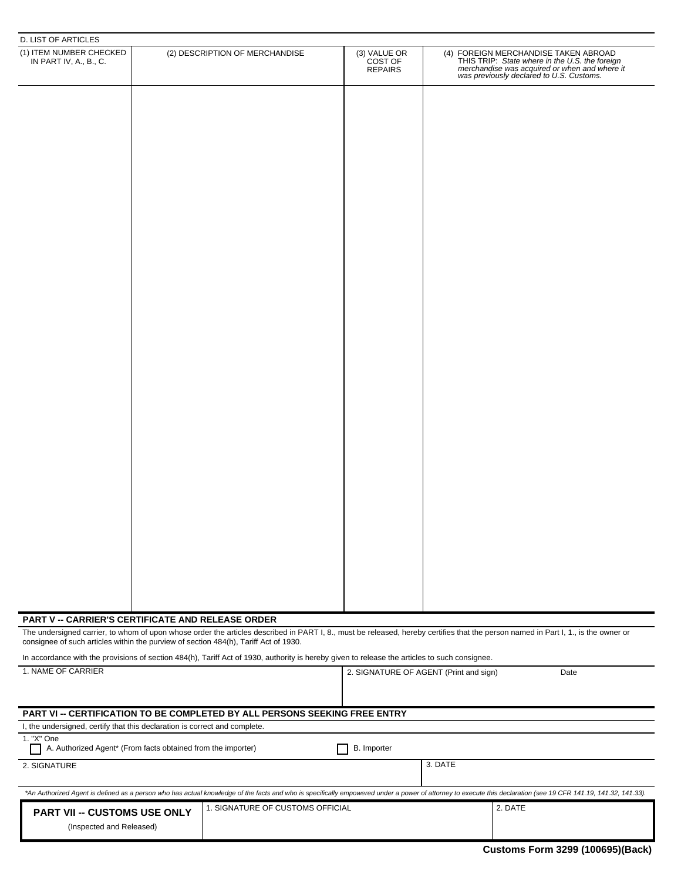D. LIST OF ARTICLES

| (1) ITEM NUMBER CHECKED IN PART IV, A., B., C. | (2) DESCRIPTION OF MERCHANDISE | (3) VALUE OR COST OF REPAIRS | (4) FOREIGN MERCHANDISE TAKEN ABROAD THIS TRIP: *State where in the U.S. the foreign merchandise was acquired or when and where it was previously declared to U.S. Customs.* |
|---|---|---|---|
| | | | |

**PART V -- CARRIER'S CERTIFICATE AND RELEASE ORDER**

The undersigned carrier, to whom of upon whose order the articles described in PART I, 8., must be released, hereby certifies that the person named in Part I, 1., is the owner or consignee of such articles within the purview of section 484(h), Tariff Act of 1930.

In accordance with the provisions of section 484(h), Tariff Act of 1930, authority is hereby given to release the articles to such consignee.

| 1. NAME OF CARRIER | 2. SIGNATURE OF AGENT (Print and sign) Date |
|---|---|
| | |

**PART VI -- CERTIFICATION TO BE COMPLETED BY ALL PERSONS SEEKING FREE ENTRY**

I, the undersigned, certify that this declaration is correct and complete.

1. "X" One

☐ A. Authorized Agent* (From facts obtained from the importer) ☐ B. Importer

| 2. SIGNATURE | 3. DATE |
|---|---|
| | |

*\*An Authorized Agent is defined as a person who has actual knowledge of the facts and who is specifically empowered under a power of attorney to execute this declaration (see 19 CFR 141.19, 141.32, 141.33).*

| **PART VII -- CUSTOMS USE ONLY** (Inspected and Released) | 1. SIGNATURE OF CUSTOMS OFFICIAL | 2. DATE |
|---|---|---|
| | | |

**Customs Form 3299 (100695)(Back)**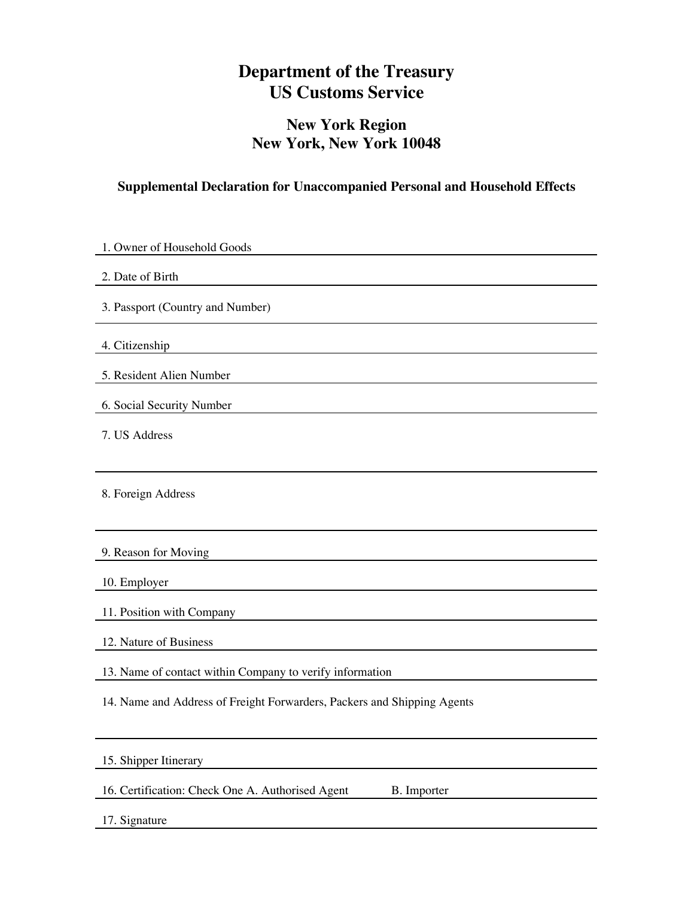# Department of the Treasury
# US Customs Service

## New York Region
## New York, New York 10048

### Supplemental Declaration for Unaccompanied Personal and Household Effects

1. Owner of Household Goods

2. Date of Birth

3. Passport (Country and Number)

4. Citizenship

5. Resident Alien Number

6. Social Security Number

7. US Address

8. Foreign Address

9. Reason for Moving

10. Employer

11. Position with Company

12. Nature of Business

13. Name of contact within Company to verify information

14. Name and Address of Freight Forwarders, Packers and Shipping Agents

15. Shipper Itinerary

16. Certification: Check One A. Authorised Agent B. Importer

17. Signature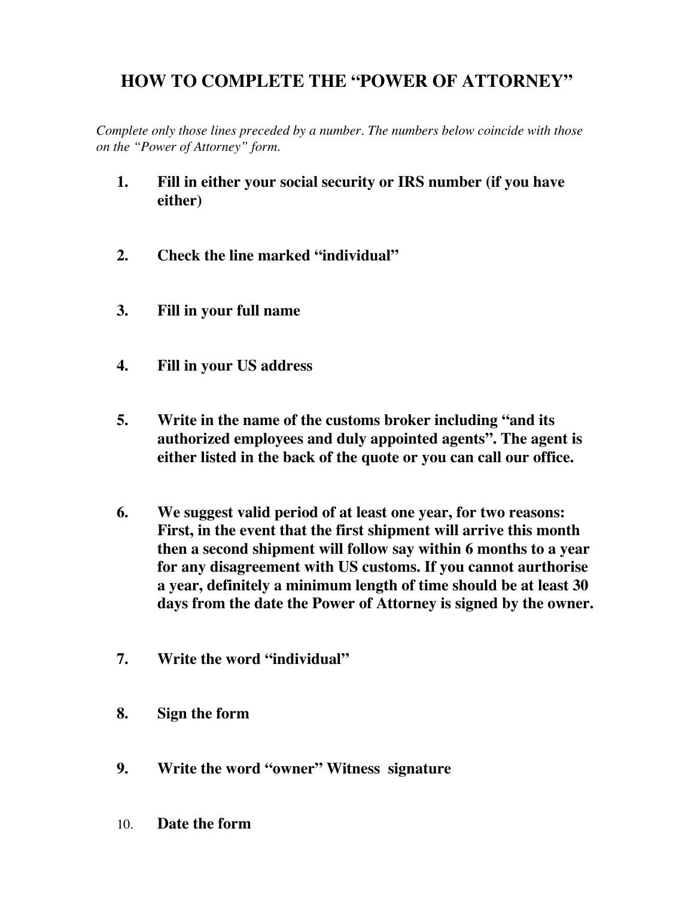# HOW TO COMPLETE THE "POWER OF ATTORNEY"

*Complete only those lines preceded by a number. The numbers below coincide with those on the "Power of Attorney" form.*

1. **Fill in either your social security or IRS number (if you have either)**

2. **Check the line marked "individual"**

3. **Fill in your full name**

4. **Fill in your US address**

5. **Write in the name of the customs broker including "and its authorized employees and duly appointed agents". The agent is either listed in the back of the quote or you can call our office.**

6. **We suggest valid period of at least one year, for two reasons: First, in the event that the first shipment will arrive this month then a second shipment will follow say within 6 months to a year for any disagreement with US customs. If you cannot aurthorise a year, definitely a minimum length of time should be at least 30 days from the date the Power of Attorney is signed by the owner.**

7. **Write the word "individual"**

8. **Sign the form**

9. **Write the word "owner" Witness signature**

10. **Date the form**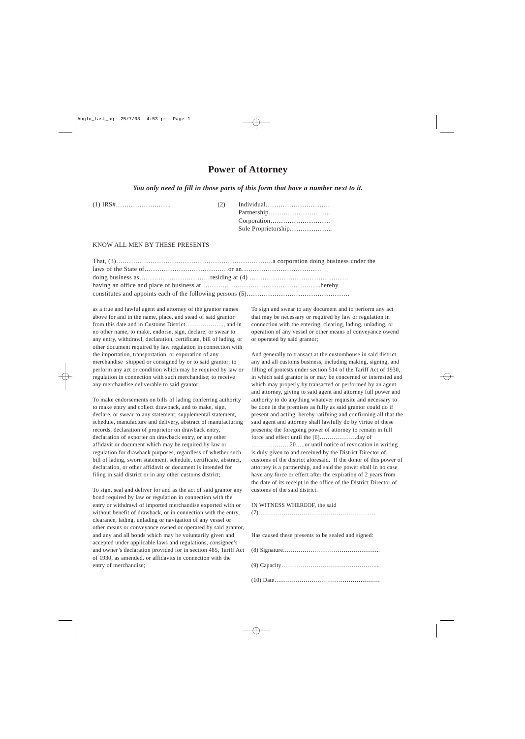# Power of Attorney

***You only need to fill in those parts of this form that have a number next to it.***

(1) IRS#……………………..

(2) Individual…………………………
Partnership………………………..
Corporation……………………….
Sole Proprietorship………………..

KNOW ALL MEN BY THESE PRESENTS

That, (3)………………………………………………………………a corporation doing business under the laws of the State of…………………………………or an……………………………….
doing business as……………………………residing at (4) ……………………………………….
having an office and place of business at………………………………………………..hereby constitutes and appoints each of the following persons (5)…………………………………………

as a true and lawful agent and attorney of the grantor names above for and in the name, place, and stead of said grantor from this date and in Customs District……………….., and in no other name, to make, endorse, sign, declare, or swear to any entry, withdrawl, declaration, certificate, bill of lading, or other document required by law regulation in connection with the importation, transportation, or exporation of any merchandise shipped or consigned by or to said grantor; to perform any act or condition which may be required by law or regulation in connection with such merchandise; to receive any merchandise deliverable to said grantor:

To make endorsements on bills of lading conferring authority to make entry and collect drawback, and to make, sign, declare, or swear to any statement, supplemental statement, schedule, manufacture and delivery, abstract of manufacturing records, declaration of proprietor on drawback entry, declaration of exporter on drawback entry, or any other affidavit or document which may be required by law or regulation for drawback purposes, regardless of whether such bill of lading, sworn statement, schedule, certificate, abstract, declaration, or other affidavit or document is intended for filing in said district or in any other customs district;

To sign, seal and deliver for and as the act of said grantor any bond required by law or regulation in connection with the entry or withdrawl of imported merchandise exported with or without benefit of drawback, or in connection with the entry, clearance, lading, unlading or navigation of any vessel or other means or conveyance owned or operated by said grantor, and any and all bonds which may be voluntarily given and accepted under applicable laws and regulations, consignee's and owner's declaration provided for in section 485, Tariff Act of 1930, as amended, or affidavits in connection with the entry of merchandise;

To sign and swear to any document and to perform any act that may be necessary or required by law or regulation in connection with the entering, clearing, lading, unlading, or operation of any vessel or other means of conveyance owend or operated by said grantor;

And generally to transact at the customhouse in said district any and all customs business, including making, signing, and filling of protests under section 514 of the Tariff Act of 1930, in which said grantor is or may be concerned or interested and which may properly by transacted or performed by an agent and attorney, giving to said agent and attorney full power and authority to do anything whatever requisite and necessary to be done in the premises as fully as said grantor could do if present and acting, hereby ratifying and confirming all that the said agent and attorney shall lawfully do by virtue of these presents; the foregoing power of attorney to remain in full force and effect until the (6)……………….day of ……………… 20…..or until notice of revocation in writing is duly given to and received by the District Director of customs of the district aforesaid. If the donor of this power of attorney is a partnership, and said the power shall in no case have any force or effect after the expiration of 2 years from the date of its receipt in the office of the District Director of customs of the said district.

IN WITNESS WHEREOF, the said
(7)……………………………………………………

Has caused these presents to be sealed and signed:

(8) Signature…………………………………………..

(9) Capacity…………………………………………...

(10) Date………………………………………………